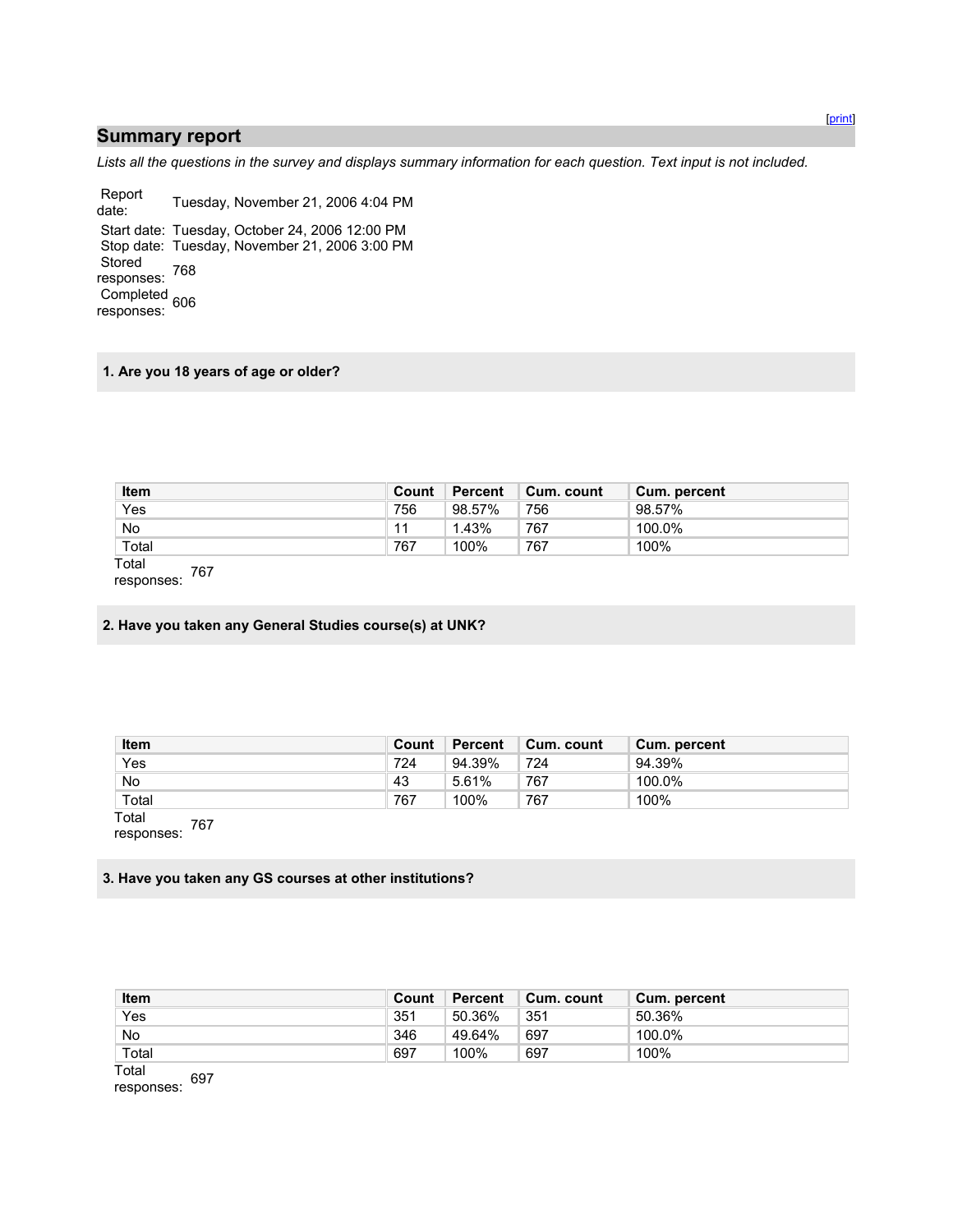[print]

## Summary report

*Lists all the questions in the survey and displays summary information for each question. Text input is not included.*

Report date: Tuesday, November 21, 2006 4:04 PM
Start date: Tuesday, October 24, 2006 12:00 PM
Stop date: Tuesday, November 21, 2006 3:00 PM
Stored responses: 768
Completed responses: 606

### 1. Are you 18 years of age or older?

| Item | Count | Percent | Cum. count | Cum. percent |
|---|---|---|---|---|
| Yes | 756 | 98.57% | 756 | 98.57% |
| No | 11 | 1.43% | 767 | 100.0% |
| Total | 767 | 100% | 767 | 100% |

Total responses: 767

### 2. Have you taken any General Studies course(s) at UNK?

| Item | Count | Percent | Cum. count | Cum. percent |
|---|---|---|---|---|
| Yes | 724 | 94.39% | 724 | 94.39% |
| No | 43 | 5.61% | 767 | 100.0% |
| Total | 767 | 100% | 767 | 100% |

Total responses: 767

### 3. Have you taken any GS courses at other institutions?

| Item | Count | Percent | Cum. count | Cum. percent |
|---|---|---|---|---|
| Yes | 351 | 50.36% | 351 | 50.36% |
| No | 346 | 49.64% | 697 | 100.0% |
| Total | 697 | 100% | 697 | 100% |

Total responses: 697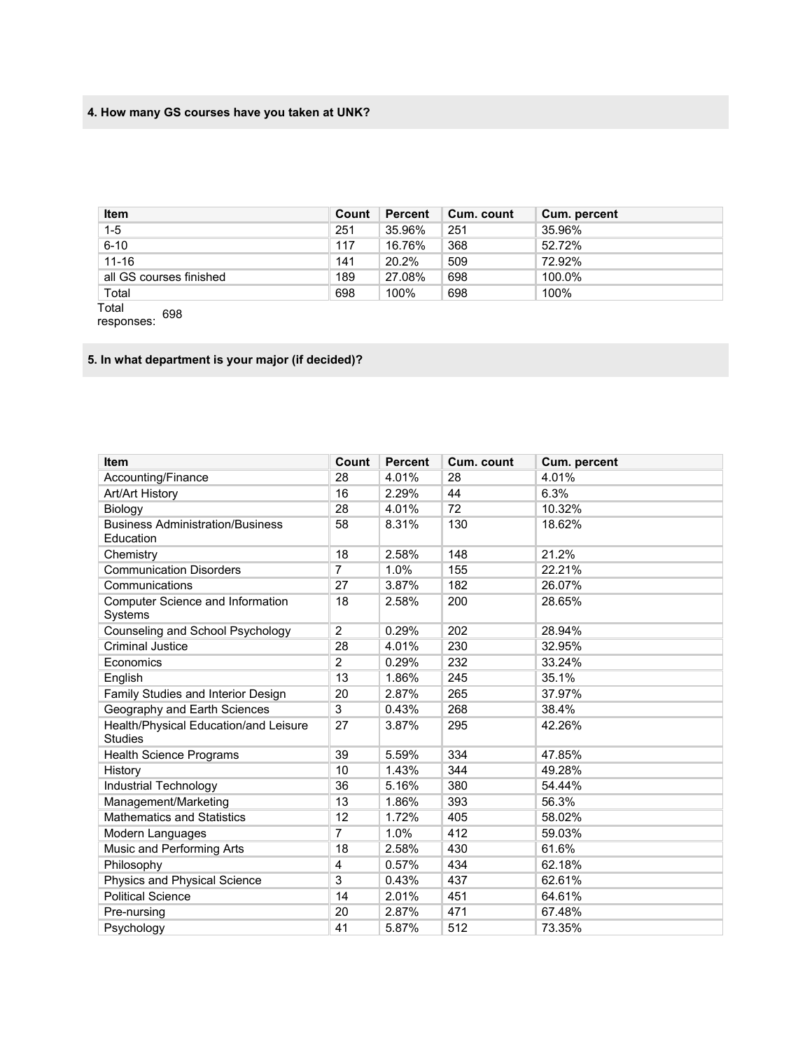### 4. How many GS courses have you taken at UNK?

| Item | Count | Percent | Cum. count | Cum. percent |
|---|---|---|---|---|
| 1-5 | 251 | 35.96% | 251 | 35.96% |
| 6-10 | 117 | 16.76% | 368 | 52.72% |
| 11-16 | 141 | 20.2% | 509 | 72.92% |
| all GS courses finished | 189 | 27.08% | 698 | 100.0% |
| Total | 698 | 100% | 698 | 100% |

Total responses: 698

### 5. In what department is your major (if decided)?

| Item | Count | Percent | Cum. count | Cum. percent |
|---|---|---|---|---|
| Accounting/Finance | 28 | 4.01% | 28 | 4.01% |
| Art/Art History | 16 | 2.29% | 44 | 6.3% |
| Biology | 28 | 4.01% | 72 | 10.32% |
| Business Administration/Business Education | 58 | 8.31% | 130 | 18.62% |
| Chemistry | 18 | 2.58% | 148 | 21.2% |
| Communication Disorders | 7 | 1.0% | 155 | 22.21% |
| Communications | 27 | 3.87% | 182 | 26.07% |
| Computer Science and Information Systems | 18 | 2.58% | 200 | 28.65% |
| Counseling and School Psychology | 2 | 0.29% | 202 | 28.94% |
| Criminal Justice | 28 | 4.01% | 230 | 32.95% |
| Economics | 2 | 0.29% | 232 | 33.24% |
| English | 13 | 1.86% | 245 | 35.1% |
| Family Studies and Interior Design | 20 | 2.87% | 265 | 37.97% |
| Geography and Earth Sciences | 3 | 0.43% | 268 | 38.4% |
| Health/Physical Education/and Leisure Studies | 27 | 3.87% | 295 | 42.26% |
| Health Science Programs | 39 | 5.59% | 334 | 47.85% |
| History | 10 | 1.43% | 344 | 49.28% |
| Industrial Technology | 36 | 5.16% | 380 | 54.44% |
| Management/Marketing | 13 | 1.86% | 393 | 56.3% |
| Mathematics and Statistics | 12 | 1.72% | 405 | 58.02% |
| Modern Languages | 7 | 1.0% | 412 | 59.03% |
| Music and Performing Arts | 18 | 2.58% | 430 | 61.6% |
| Philosophy | 4 | 0.57% | 434 | 62.18% |
| Physics and Physical Science | 3 | 0.43% | 437 | 62.61% |
| Political Science | 14 | 2.01% | 451 | 64.61% |
| Pre-nursing | 20 | 2.87% | 471 | 67.48% |
| Psychology | 41 | 5.87% | 512 | 73.35% |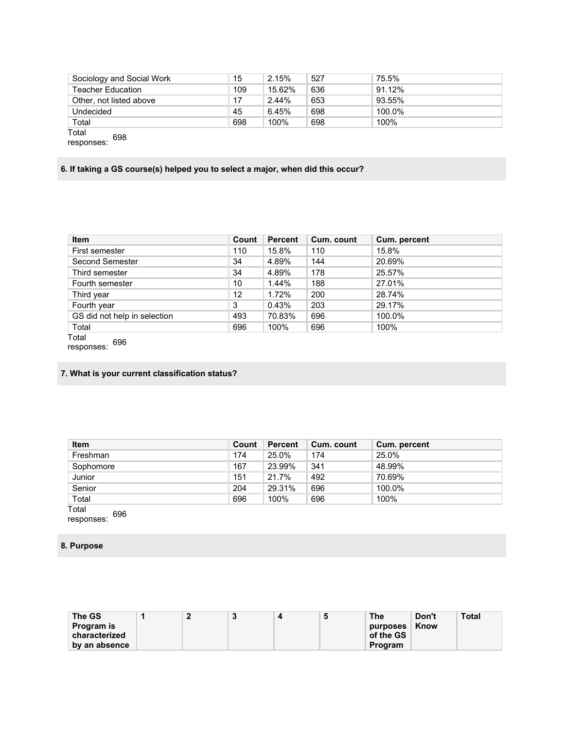| Sociology and Social Work | 15 | 2.15% | 527 | 75.5% |
|---|---|---|---|---|
| Teacher Education | 109 | 15.62% | 636 | 91.12% |
| Other, not listed above | 17 | 2.44% | 653 | 93.55% |
| Undecided | 45 | 6.45% | 698 | 100.0% |
| Total | 698 | 100% | 698 | 100% |

Total responses: 698

### 6. If taking a GS course(s) helped you to select a major, when did this occur?

| Item | Count | Percent | Cum. count | Cum. percent |
|---|---|---|---|---|
| First semester | 110 | 15.8% | 110 | 15.8% |
| Second Semester | 34 | 4.89% | 144 | 20.69% |
| Third semester | 34 | 4.89% | 178 | 25.57% |
| Fourth semester | 10 | 1.44% | 188 | 27.01% |
| Third year | 12 | 1.72% | 200 | 28.74% |
| Fourth year | 3 | 0.43% | 203 | 29.17% |
| GS did not help in selection | 493 | 70.83% | 696 | 100.0% |
| Total | 696 | 100% | 696 | 100% |

Total responses: 696

### 7. What is your current classification status?

| Item | Count | Percent | Cum. count | Cum. percent |
|---|---|---|---|---|
| Freshman | 174 | 25.0% | 174 | 25.0% |
| Sophomore | 167 | 23.99% | 341 | 48.99% |
| Junior | 151 | 21.7% | 492 | 70.69% |
| Senior | 204 | 29.31% | 696 | 100.0% |
| Total | 696 | 100% | 696 | 100% |

Total responses: 696

### 8. Purpose

| The GS Program is characterized by an absence | 1 | 2 | 3 | 4 | 5 | The purposes of the GS Program | Don't Know | Total |
|---|---|---|---|---|---|---|---|---|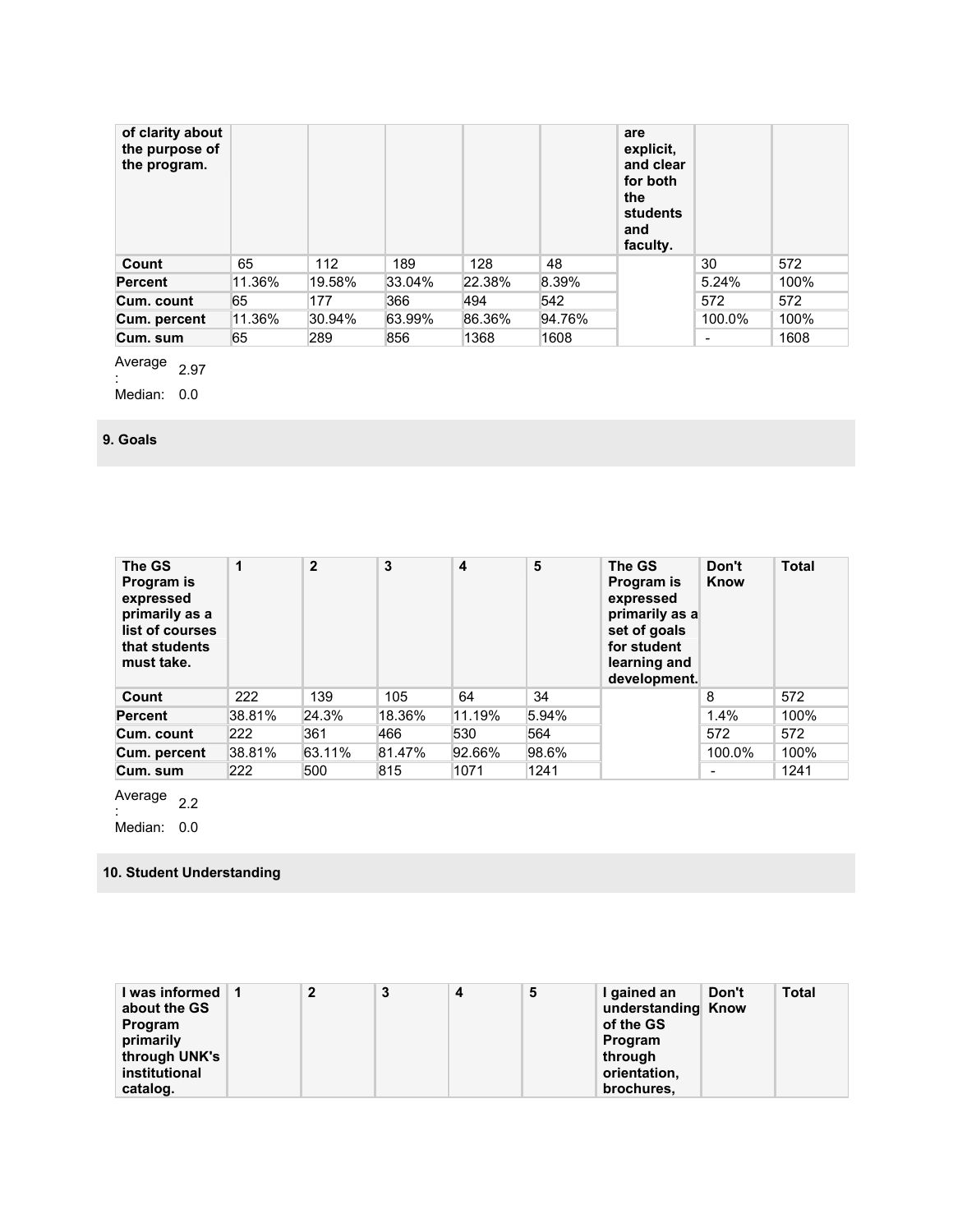| of clarity about the purpose of the program. | | | | | | are explicit, and clear for both the students and faculty. | | |
|---|---|---|---|---|---|---|---|---|
| **Count** | 65 | 112 | 189 | 128 | 48 | | 30 | 572 |
| **Percent** | 11.36% | 19.58% | 33.04% | 22.38% | 8.39% | | 5.24% | 100% |
| **Cum. count** | 65 | 177 | 366 | 494 | 542 | | 572 | 572 |
| **Cum. percent** | 11.36% | 30.94% | 63.99% | 86.36% | 94.76% | | 100.0% | 100% |
| **Cum. sum** | 65 | 289 | 856 | 1368 | 1608 | | - | 1608 |

Average: 2.97
Median: 0.0

### 9. Goals

| The GS Program is expressed primarily as a list of courses that students must take. | 1 | 2 | 3 | 4 | 5 | The GS Program is expressed primarily as a set of goals for student learning and development. | Don't Know | Total |
|---|---|---|---|---|---|---|---|---|
| **Count** | 222 | 139 | 105 | 64 | 34 | | 8 | 572 |
| **Percent** | 38.81% | 24.3% | 18.36% | 11.19% | 5.94% | | 1.4% | 100% |
| **Cum. count** | 222 | 361 | 466 | 530 | 564 | | 572 | 572 |
| **Cum. percent** | 38.81% | 63.11% | 81.47% | 92.66% | 98.6% | | 100.0% | 100% |
| **Cum. sum** | 222 | 500 | 815 | 1071 | 1241 | | - | 1241 |

Average: 2.2
Median: 0.0

### 10. Student Understanding

| I was informed about the GS Program primarily through UNK's institutional catalog. | 1 | 2 | 3 | 4 | 5 | I gained an understanding of the GS Program through orientation, brochures, | Don't Know | Total |
|---|---|---|---|---|---|---|---|---|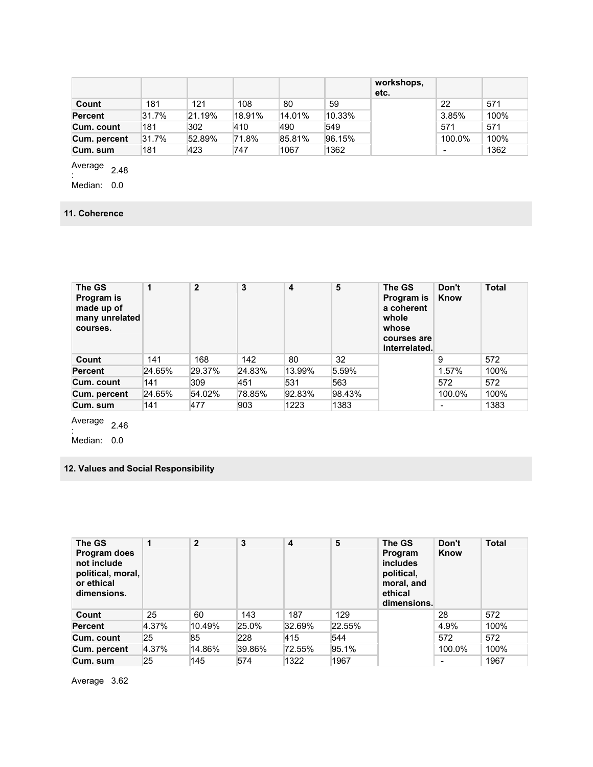| | | | | | | workshops, etc. | | |
|---|---|---|---|---|---|---|---|---|
| **Count** | 181 | 121 | 108 | 80 | 59 | | 22 | 571 |
| **Percent** | 31.7% | 21.19% | 18.91% | 14.01% | 10.33% | | 3.85% | 100% |
| **Cum. count** | 181 | 302 | 410 | 490 | 549 | | 571 | 571 |
| **Cum. percent** | 31.7% | 52.89% | 71.8% | 85.81% | 96.15% | | 100.0% | 100% |
| **Cum. sum** | 181 | 423 | 747 | 1067 | 1362 | | - | 1362 |

Average: 2.48

Median: 0.0

## 11. Coherence

| The GS Program is made up of many unrelated courses. | 1 | 2 | 3 | 4 | 5 | The GS Program is a coherent whole whose courses are interrelated. | Don't Know | Total |
|---|---|---|---|---|---|---|---|---|
| **Count** | 141 | 168 | 142 | 80 | 32 | | 9 | 572 |
| **Percent** | 24.65% | 29.37% | 24.83% | 13.99% | 5.59% | | 1.57% | 100% |
| **Cum. count** | 141 | 309 | 451 | 531 | 563 | | 572 | 572 |
| **Cum. percent** | 24.65% | 54.02% | 78.85% | 92.83% | 98.43% | | 100.0% | 100% |
| **Cum. sum** | 141 | 477 | 903 | 1223 | 1383 | | - | 1383 |

Average: 2.46

Median: 0.0

## 12. Values and Social Responsibility

| The GS Program does not include political, moral, or ethical dimensions. | 1 | 2 | 3 | 4 | 5 | The GS Program includes political, moral, and ethical dimensions. | Don't Know | Total |
|---|---|---|---|---|---|---|---|---|
| **Count** | 25 | 60 | 143 | 187 | 129 | | 28 | 572 |
| **Percent** | 4.37% | 10.49% | 25.0% | 32.69% | 22.55% | | 4.9% | 100% |
| **Cum. count** | 25 | 85 | 228 | 415 | 544 | | 572 | 572 |
| **Cum. percent** | 4.37% | 14.86% | 39.86% | 72.55% | 95.1% | | 100.0% | 100% |
| **Cum. sum** | 25 | 145 | 574 | 1322 | 1967 | | - | 1967 |

Average 3.62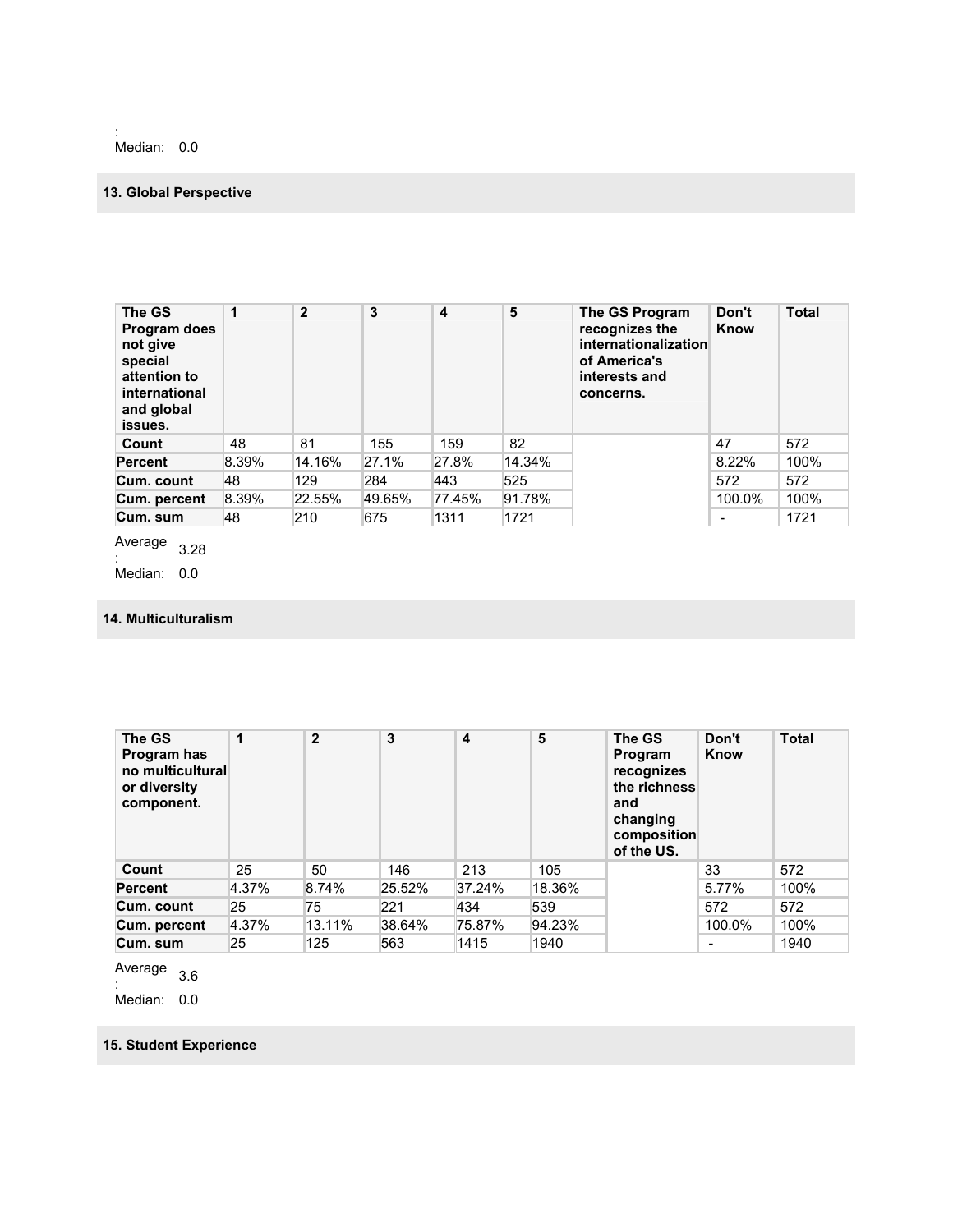:
Median: 0.0

**13. Global Perspective**

| The GS Program does not give special attention to international and global issues. | 1 | 2 | 3 | 4 | 5 | The GS Program recognizes the internationalization of America's interests and concerns. | Don't Know | Total |
|---|---|---|---|---|---|---|---|---|
| Count | 48 | 81 | 155 | 159 | 82 | | 47 | 572 |
| Percent | 8.39% | 14.16% | 27.1% | 27.8% | 14.34% | | 8.22% | 100% |
| Cum. count | 48 | 129 | 284 | 443 | 525 | | 572 | 572 |
| Cum. percent | 8.39% | 22.55% | 49.65% | 77.45% | 91.78% | | 100.0% | 100% |
| Cum. sum | 48 | 210 | 675 | 1311 | 1721 | | - | 1721 |

Average: 3.28
Median: 0.0

**14. Multiculturalism**

| The GS Program has no multicultural or diversity component. | 1 | 2 | 3 | 4 | 5 | The GS Program recognizes the richness and changing composition of the US. | Don't Know | Total |
|---|---|---|---|---|---|---|---|---|
| Count | 25 | 50 | 146 | 213 | 105 | | 33 | 572 |
| Percent | 4.37% | 8.74% | 25.52% | 37.24% | 18.36% | | 5.77% | 100% |
| Cum. count | 25 | 75 | 221 | 434 | 539 | | 572 | 572 |
| Cum. percent | 4.37% | 13.11% | 38.64% | 75.87% | 94.23% | | 100.0% | 100% |
| Cum. sum | 25 | 125 | 563 | 1415 | 1940 | | - | 1940 |

Average: 3.6
Median: 0.0

**15. Student Experience**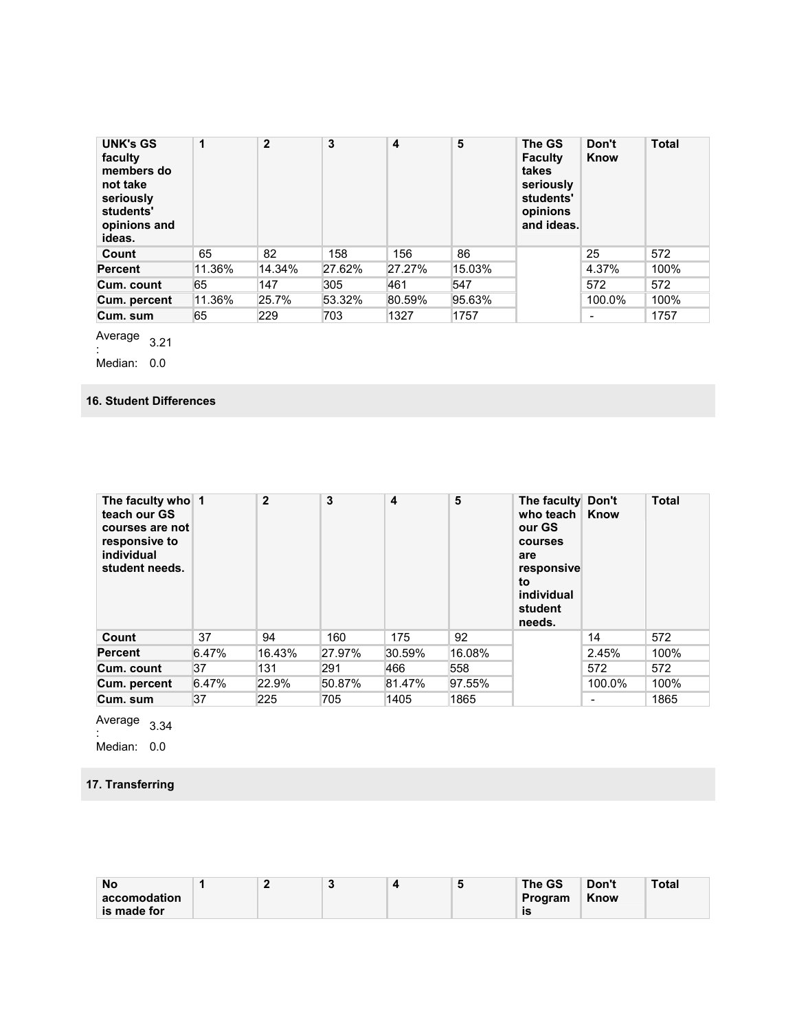| UNK's GS faculty members do not take seriously students' opinions and ideas. | 1 | 2 | 3 | 4 | 5 | The GS Faculty takes seriously students' opinions and ideas. | Don't Know | Total |
|---|---|---|---|---|---|---|---|---|
| Count | 65 | 82 | 158 | 156 | 86 | | 25 | 572 |
| Percent | 11.36% | 14.34% | 27.62% | 27.27% | 15.03% | | 4.37% | 100% |
| Cum. count | 65 | 147 | 305 | 461 | 547 | | 572 | 572 |
| Cum. percent | 11.36% | 25.7% | 53.32% | 80.59% | 95.63% | | 100.0% | 100% |
| Cum. sum | 65 | 229 | 703 | 1327 | 1757 | | - | 1757 |

Average: 3.21

Median: 0.0

### 16. Student Differences

| The faculty who teach our GS courses are not responsive to individual student needs. | 1 | 2 | 3 | 4 | 5 | The faculty who teach our GS courses are responsive to individual student needs. | Don't Know | Total |
|---|---|---|---|---|---|---|---|---|
| Count | 37 | 94 | 160 | 175 | 92 | | 14 | 572 |
| Percent | 6.47% | 16.43% | 27.97% | 30.59% | 16.08% | | 2.45% | 100% |
| Cum. count | 37 | 131 | 291 | 466 | 558 | | 572 | 572 |
| Cum. percent | 6.47% | 22.9% | 50.87% | 81.47% | 97.55% | | 100.0% | 100% |
| Cum. sum | 37 | 225 | 705 | 1405 | 1865 | | - | 1865 |

Average: 3.34

Median: 0.0

### 17. Transferring

| No accomodation is made for | 1 | 2 | 3 | 4 | 5 | The GS Program is | Don't Know | Total |
|---|---|---|---|---|---|---|---|---|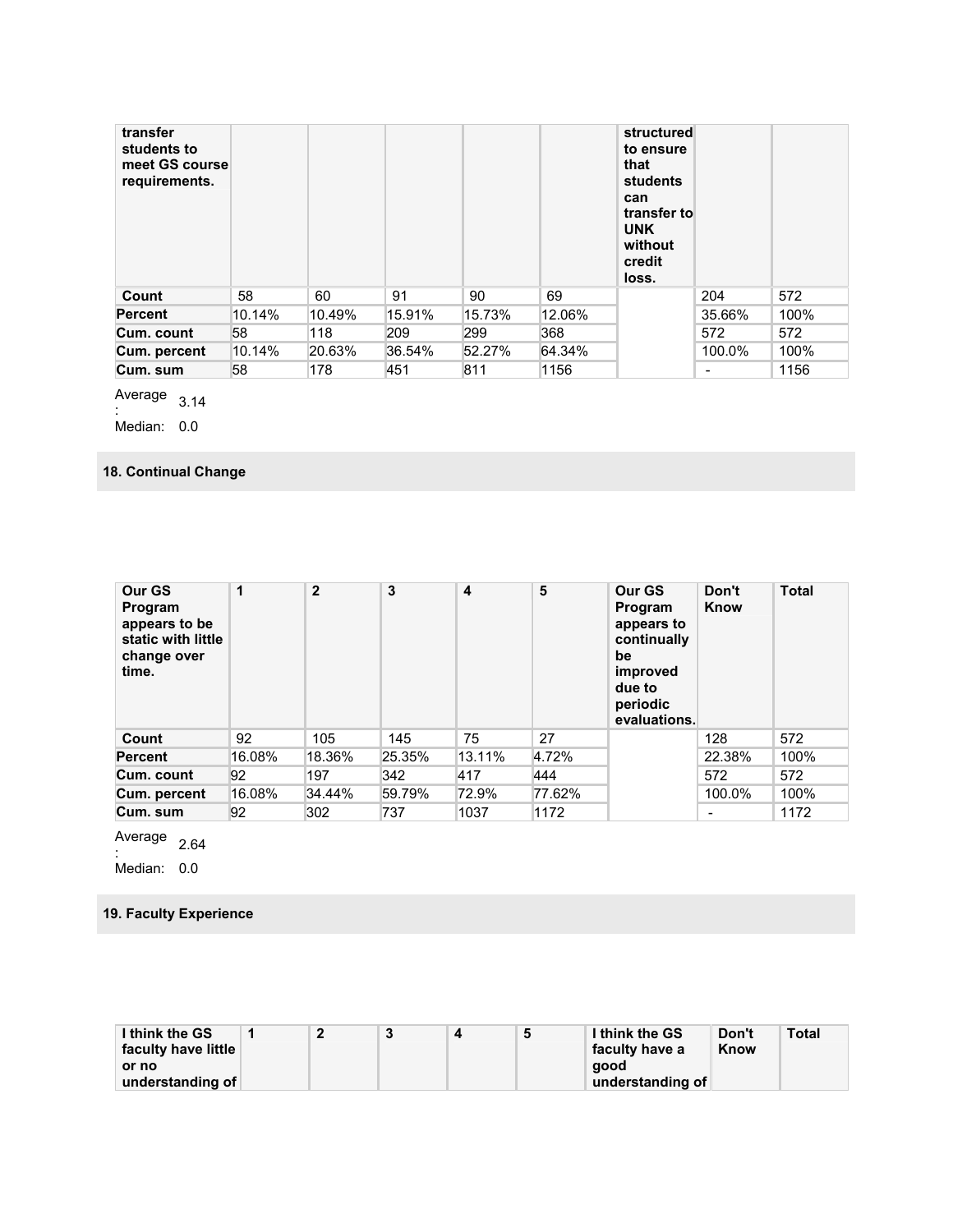| transfer students to meet GS course requirements. | | | | | | structured to ensure that students can transfer to UNK without credit loss. | | |
|---|---|---|---|---|---|---|---|---|
| Count | 58 | 60 | 91 | 90 | 69 | | 204 | 572 |
| Percent | 10.14% | 10.49% | 15.91% | 15.73% | 12.06% | | 35.66% | 100% |
| Cum. count | 58 | 118 | 209 | 299 | 368 | | 572 | 572 |
| Cum. percent | 10.14% | 20.63% | 36.54% | 52.27% | 64.34% | | 100.0% | 100% |
| Cum. sum | 58 | 178 | 451 | 811 | 1156 | | - | 1156 |

Average: 3.14

Median: 0.0

## 18. Continual Change

| Our GS Program appears to be static with little change over time. | 1 | 2 | 3 | 4 | 5 | Our GS Program appears to continually be improved due to periodic evaluations. | Don't Know | Total |
|---|---|---|---|---|---|---|---|---|
| Count | 92 | 105 | 145 | 75 | 27 | | 128 | 572 |
| Percent | 16.08% | 18.36% | 25.35% | 13.11% | 4.72% | | 22.38% | 100% |
| Cum. count | 92 | 197 | 342 | 417 | 444 | | 572 | 572 |
| Cum. percent | 16.08% | 34.44% | 59.79% | 72.9% | 77.62% | | 100.0% | 100% |
| Cum. sum | 92 | 302 | 737 | 1037 | 1172 | | - | 1172 |

Average: 2.64

Median: 0.0

## 19. Faculty Experience

| I think the GS faculty have little or no understanding of | 1 | 2 | 3 | 4 | 5 | I think the GS faculty have a good understanding of | Don't Know | Total |
|---|---|---|---|---|---|---|---|---|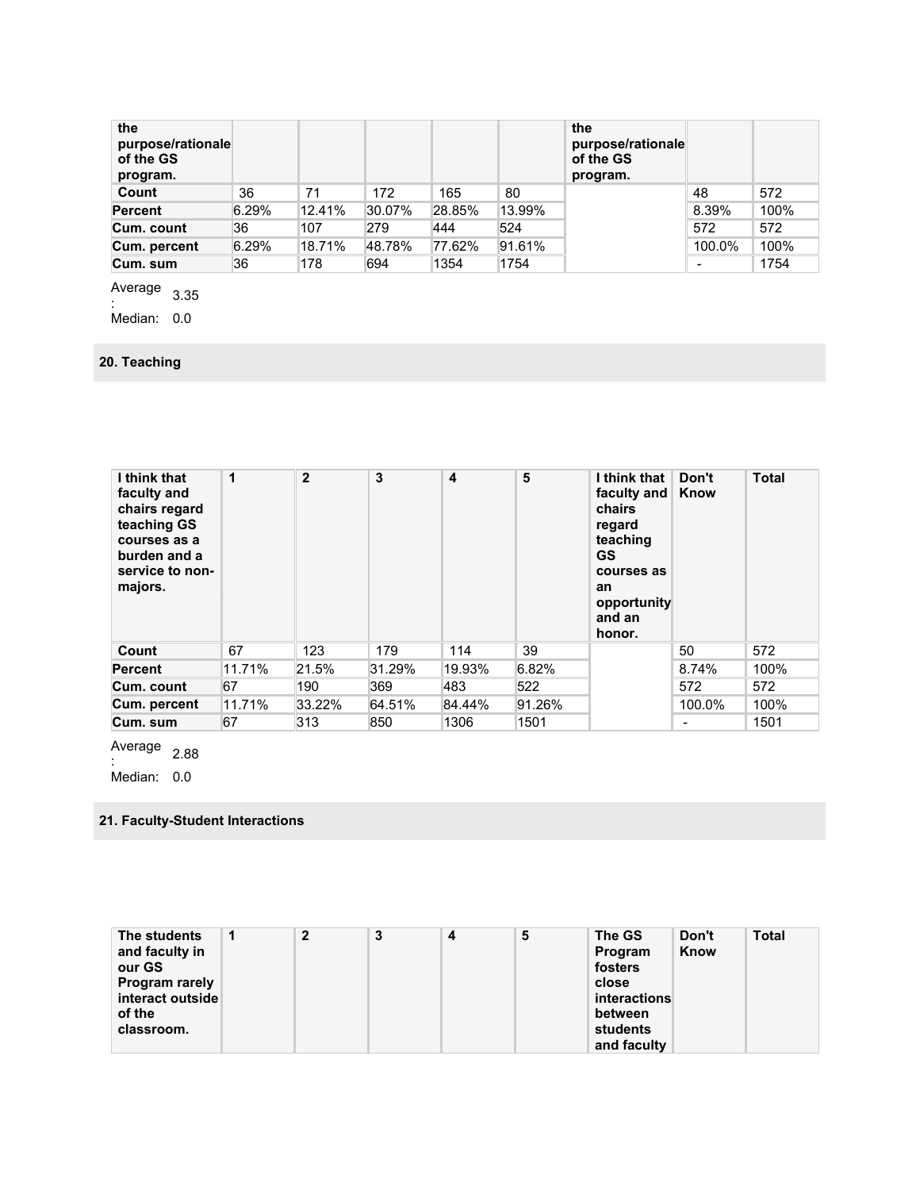| the purpose/rationale of the GS program. | | | | | | the purpose/rationale of the GS program. | | |
|---|---|---|---|---|---|---|---|---|
| Count | 36 | 71 | 172 | 165 | 80 | | 48 | 572 |
| Percent | 6.29% | 12.41% | 30.07% | 28.85% | 13.99% | | 8.39% | 100% |
| Cum. count | 36 | 107 | 279 | 444 | 524 | | 572 | 572 |
| Cum. percent | 6.29% | 18.71% | 48.78% | 77.62% | 91.61% | | 100.0% | 100% |
| Cum. sum | 36 | 178 | 694 | 1354 | 1754 | | - | 1754 |

Average: 3.35

Median: 0.0

### 20. Teaching

| I think that faculty and chairs regard teaching GS courses as a burden and a service to non-majors. | 1 | 2 | 3 | 4 | 5 | I think that faculty and chairs regard teaching GS courses as an opportunity and an honor. | Don't Know | Total |
|---|---|---|---|---|---|---|---|---|
| Count | 67 | 123 | 179 | 114 | 39 | | 50 | 572 |
| Percent | 11.71% | 21.5% | 31.29% | 19.93% | 6.82% | | 8.74% | 100% |
| Cum. count | 67 | 190 | 369 | 483 | 522 | | 572 | 572 |
| Cum. percent | 11.71% | 33.22% | 64.51% | 84.44% | 91.26% | | 100.0% | 100% |
| Cum. sum | 67 | 313 | 850 | 1306 | 1501 | | - | 1501 |

Average: 2.88

Median: 0.0

### 21. Faculty-Student Interactions

| The students and faculty in our GS Program rarely interact outside of the classroom. | 1 | 2 | 3 | 4 | 5 | The GS Program fosters close interactions between students and faculty | Don't Know | Total |
|---|---|---|---|---|---|---|---|---|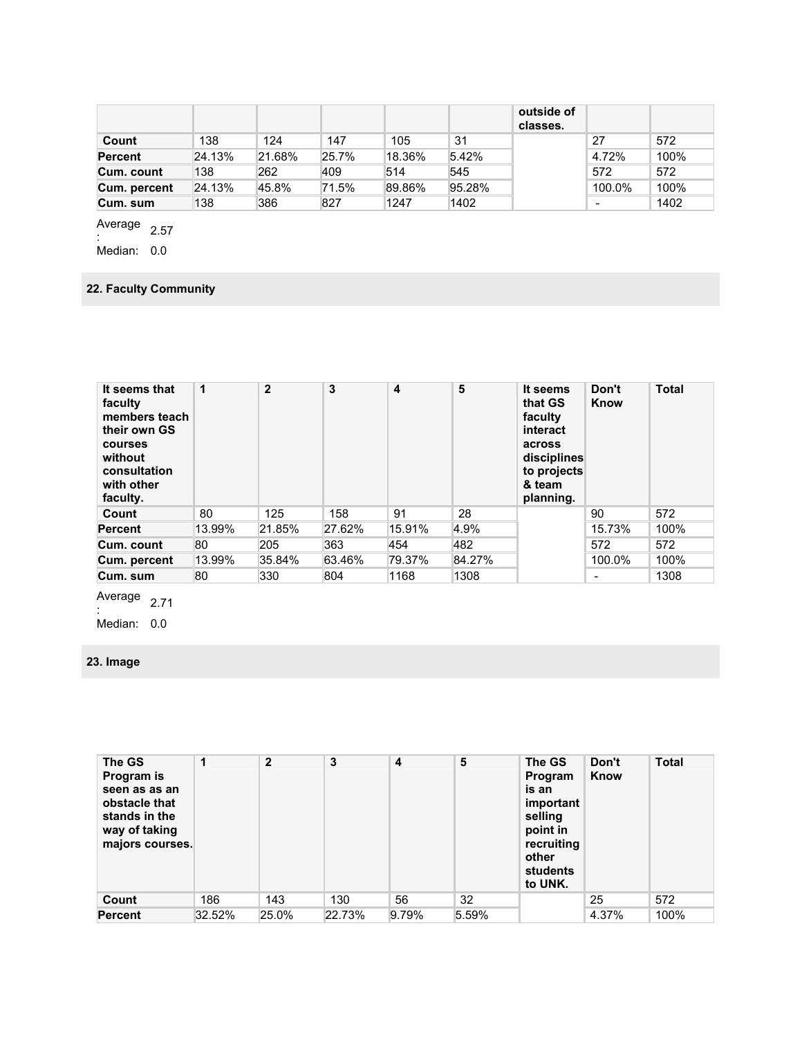| | | | | | | outside of classes. | | |
|---|---|---|---|---|---|---|---|---|
| **Count** | 138 | 124 | 147 | 105 | 31 | | 27 | 572 |
| **Percent** | 24.13% | 21.68% | 25.7% | 18.36% | 5.42% | | 4.72% | 100% |
| **Cum. count** | 138 | 262 | 409 | 514 | 545 | | 572 | 572 |
| **Cum. percent** | 24.13% | 45.8% | 71.5% | 89.86% | 95.28% | | 100.0% | 100% |
| **Cum. sum** | 138 | 386 | 827 | 1247 | 1402 | | - | 1402 |

Average: 2.57
Median: 0.0

### 22. Faculty Community

| It seems that faculty members teach their own GS courses without consultation with other faculty. | 1 | 2 | 3 | 4 | 5 | It seems that GS faculty interact across disciplines to projects & team planning. | Don't Know | Total |
|---|---|---|---|---|---|---|---|---|
| **Count** | 80 | 125 | 158 | 91 | 28 | | 90 | 572 |
| **Percent** | 13.99% | 21.85% | 27.62% | 15.91% | 4.9% | | 15.73% | 100% |
| **Cum. count** | 80 | 205 | 363 | 454 | 482 | | 572 | 572 |
| **Cum. percent** | 13.99% | 35.84% | 63.46% | 79.37% | 84.27% | | 100.0% | 100% |
| **Cum. sum** | 80 | 330 | 804 | 1168 | 1308 | | - | 1308 |

Average: 2.71
Median: 0.0

### 23. Image

| The GS Program is seen as as an obstacle that stands in the way of taking majors courses. | 1 | 2 | 3 | 4 | 5 | The GS Program is an important selling point in recruiting other students to UNK. | Don't Know | Total |
|---|---|---|---|---|---|---|---|---|
| **Count** | 186 | 143 | 130 | 56 | 32 | | 25 | 572 |
| **Percent** | 32.52% | 25.0% | 22.73% | 9.79% | 5.59% | | 4.37% | 100% |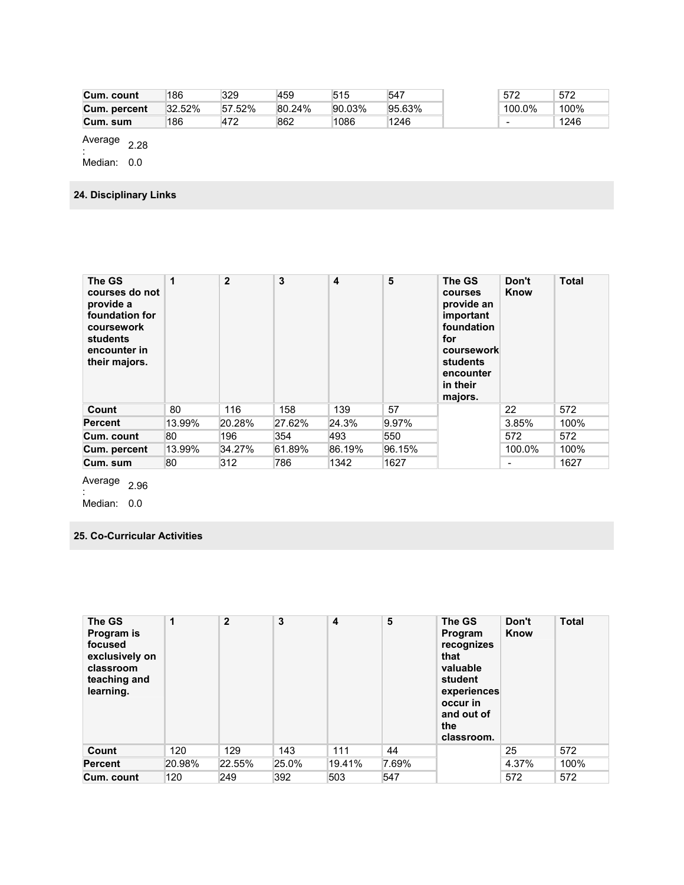| | | | | | | | | |
|---|---|---|---|---|---|---|---|---|
| **Cum. count** | 186 | 329 | 459 | 515 | 547 | | 572 | 572 |
| **Cum. percent** | 32.52% | 57.52% | 80.24% | 90.03% | 95.63% | | 100.0% | 100% |
| **Cum. sum** | 186 | 472 | 862 | 1086 | 1246 | | - | 1246 |

Average: 2.28

Median: 0.0

### 24. Disciplinary Links

| The GS courses do not provide a foundation for coursework students encounter in their majors. | 1 | 2 | 3 | 4 | 5 | The GS courses provide an important foundation for coursework students encounter in their majors. | Don't Know | Total |
|---|---|---|---|---|---|---|---|---|
| **Count** | 80 | 116 | 158 | 139 | 57 | | 22 | 572 |
| **Percent** | 13.99% | 20.28% | 27.62% | 24.3% | 9.97% | | 3.85% | 100% |
| **Cum. count** | 80 | 196 | 354 | 493 | 550 | | 572 | 572 |
| **Cum. percent** | 13.99% | 34.27% | 61.89% | 86.19% | 96.15% | | 100.0% | 100% |
| **Cum. sum** | 80 | 312 | 786 | 1342 | 1627 | | - | 1627 |

Average: 2.96

Median: 0.0

### 25. Co-Curricular Activities

| The GS Program is focused exclusively on classroom teaching and learning. | 1 | 2 | 3 | 4 | 5 | The GS Program recognizes that valuable student experiences occur in and out of the classroom. | Don't Know | Total |
|---|---|---|---|---|---|---|---|---|
| **Count** | 120 | 129 | 143 | 111 | 44 | | 25 | 572 |
| **Percent** | 20.98% | 22.55% | 25.0% | 19.41% | 7.69% | | 4.37% | 100% |
| **Cum. count** | 120 | 249 | 392 | 503 | 547 | | 572 | 572 |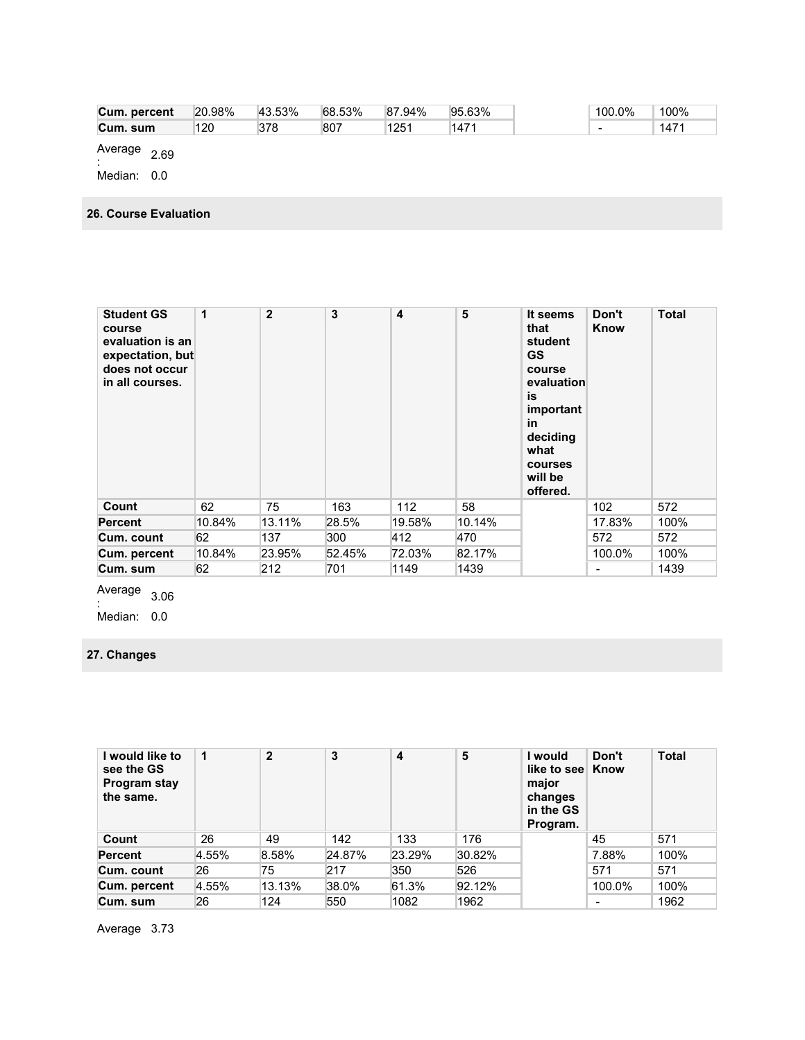| Cum. percent | 20.98% | 43.53% | 68.53% | 87.94% | 95.63% | | 100.0% | 100% |
|---|---|---|---|---|---|---|---|---|
| Cum. sum | 120 | 378 | 807 | 1251 | 1471 | | - | 1471 |

Average: 2.69

Median: 0.0

## 26. Course Evaluation

| Student GS course evaluation is an expectation, but does not occur in all courses. | 1 | 2 | 3 | 4 | 5 | It seems that student GS course evaluation is important in deciding what courses will be offered. | Don't Know | Total |
|---|---|---|---|---|---|---|---|---|
| Count | 62 | 75 | 163 | 112 | 58 | | 102 | 572 |
| Percent | 10.84% | 13.11% | 28.5% | 19.58% | 10.14% | | 17.83% | 100% |
| Cum. count | 62 | 137 | 300 | 412 | 470 | | 572 | 572 |
| Cum. percent | 10.84% | 23.95% | 52.45% | 72.03% | 82.17% | | 100.0% | 100% |
| Cum. sum | 62 | 212 | 701 | 1149 | 1439 | | - | 1439 |

Average: 3.06

Median: 0.0

## 27. Changes

| I would like to see the GS Program stay the same. | 1 | 2 | 3 | 4 | 5 | I would like to see major changes in the GS Program. | Don't Know | Total |
|---|---|---|---|---|---|---|---|---|
| Count | 26 | 49 | 142 | 133 | 176 | | 45 | 571 |
| Percent | 4.55% | 8.58% | 24.87% | 23.29% | 30.82% | | 7.88% | 100% |
| Cum. count | 26 | 75 | 217 | 350 | 526 | | 571 | 571 |
| Cum. percent | 4.55% | 13.13% | 38.0% | 61.3% | 92.12% | | 100.0% | 100% |
| Cum. sum | 26 | 124 | 550 | 1082 | 1962 | | - | 1962 |

Average 3.73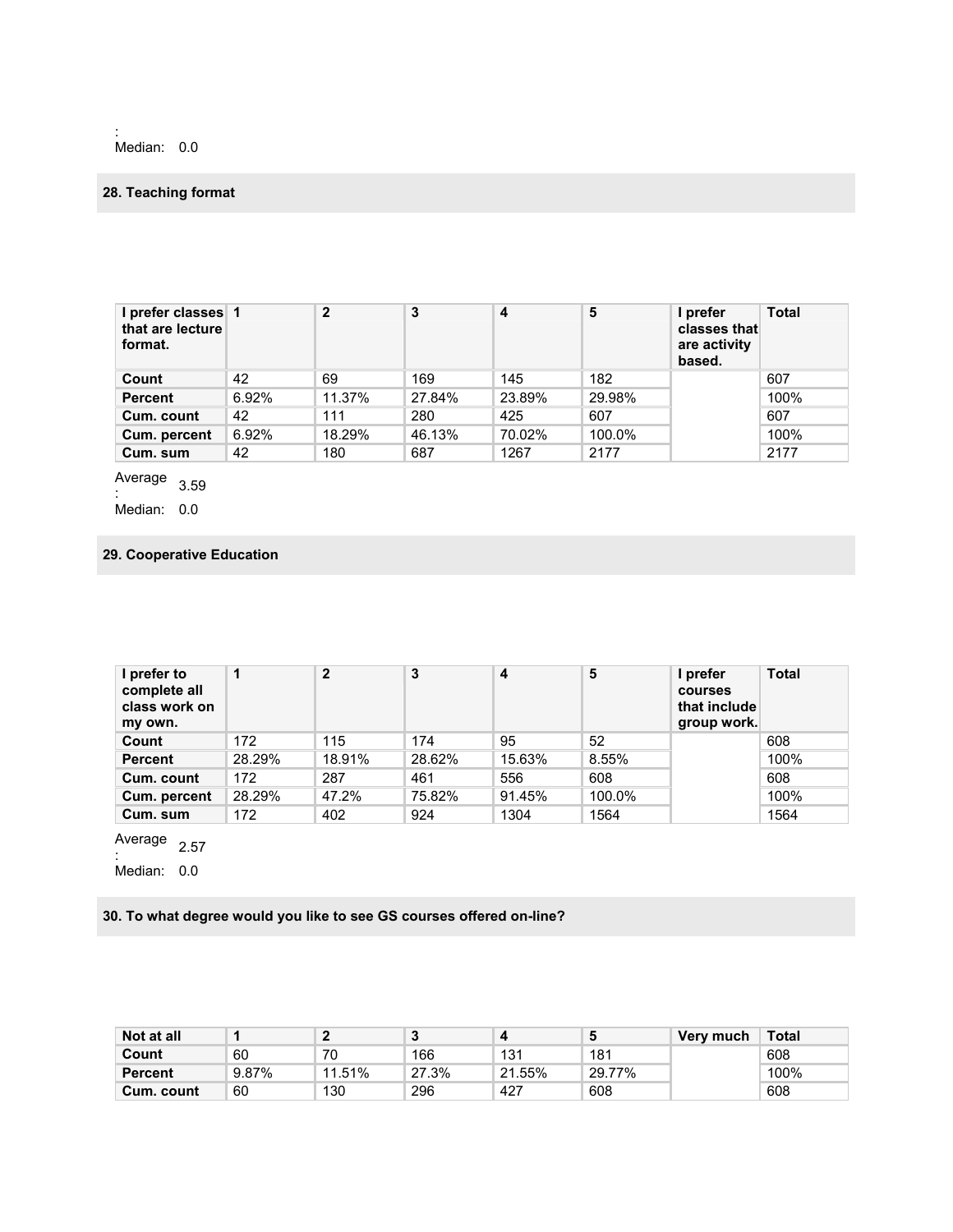:
Median: 0.0

### 28. Teaching format

| I prefer classes that are lecture format. | 1 | 2 | 3 | 4 | 5 | I prefer classes that are activity based. | Total |
|---|---|---|---|---|---|---|---|
| **Count** | 42 | 69 | 169 | 145 | 182 | | 607 |
| **Percent** | 6.92% | 11.37% | 27.84% | 23.89% | 29.98% | | 100% |
| **Cum. count** | 42 | 111 | 280 | 425 | 607 | | 607 |
| **Cum. percent** | 6.92% | 18.29% | 46.13% | 70.02% | 100.0% | | 100% |
| **Cum. sum** | 42 | 180 | 687 | 1267 | 2177 | | 2177 |

Average: 3.59
Median: 0.0

### 29. Cooperative Education

| I prefer to complete all class work on my own. | 1 | 2 | 3 | 4 | 5 | I prefer courses that include group work. | Total |
|---|---|---|---|---|---|---|---|
| **Count** | 172 | 115 | 174 | 95 | 52 | | 608 |
| **Percent** | 28.29% | 18.91% | 28.62% | 15.63% | 8.55% | | 100% |
| **Cum. count** | 172 | 287 | 461 | 556 | 608 | | 608 |
| **Cum. percent** | 28.29% | 47.2% | 75.82% | 91.45% | 100.0% | | 100% |
| **Cum. sum** | 172 | 402 | 924 | 1304 | 1564 | | 1564 |

Average: 2.57
Median: 0.0

### 30. To what degree would you like to see GS courses offered on-line?

| Not at all | 1 | 2 | 3 | 4 | 5 | Very much | Total |
|---|---|---|---|---|---|---|---|
| **Count** | 60 | 70 | 166 | 131 | 181 | | 608 |
| **Percent** | 9.87% | 11.51% | 27.3% | 21.55% | 29.77% | | 100% |
| **Cum. count** | 60 | 130 | 296 | 427 | 608 | | 608 |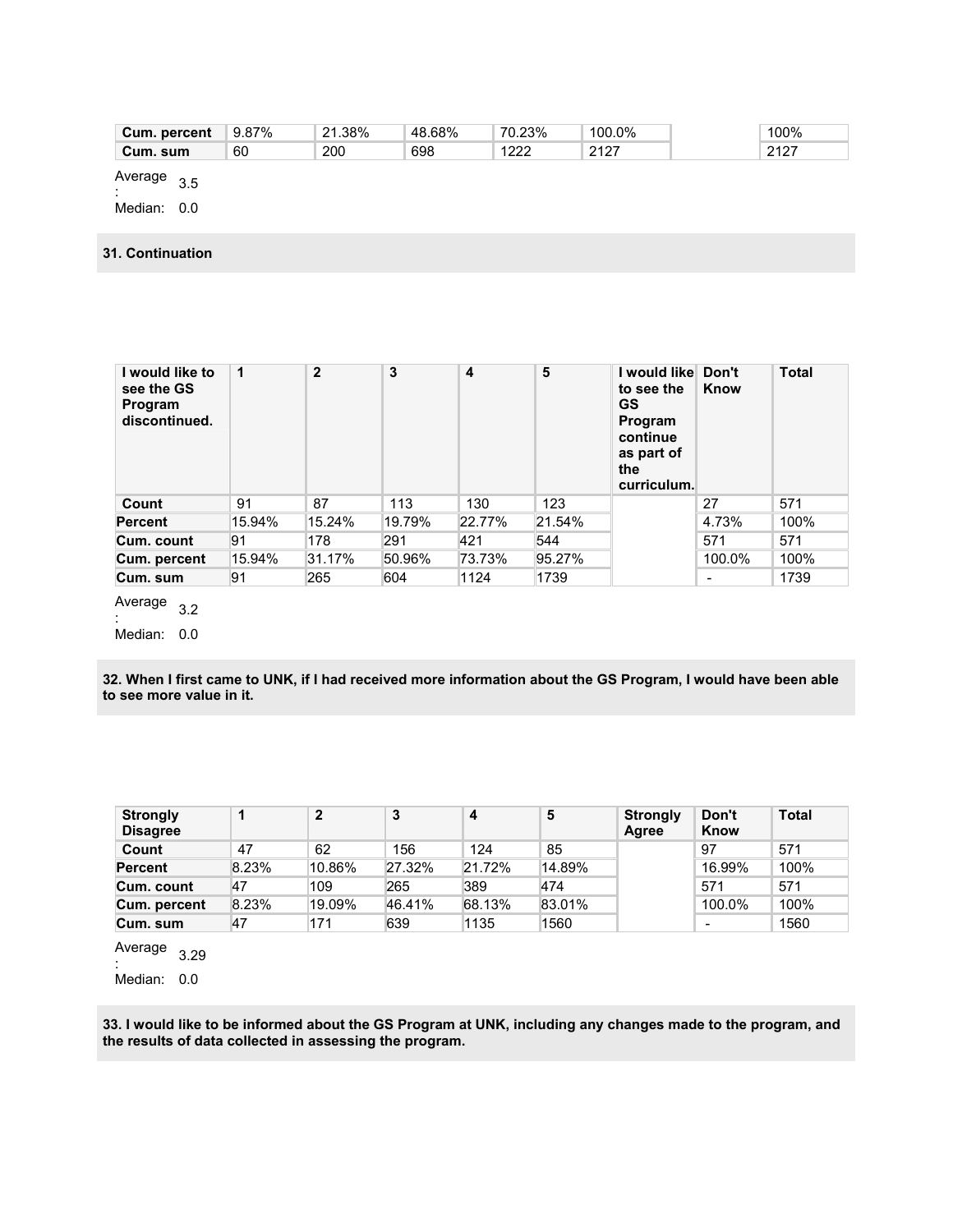| Cum. percent | 9.87% | 21.38% | 48.68% | 70.23% | 100.0% | | 100% |
|---|---|---|---|---|---|---|---|
| Cum. sum | 60 | 200 | 698 | 1222 | 2127 | | 2127 |

Average: 3.5

Median: 0.0

**31. Continuation**

| I would like to see the GS Program discontinued. | 1 | 2 | 3 | 4 | 5 | I would like to see the GS Program continue as part of the curriculum. | Don't Know | Total |
|---|---|---|---|---|---|---|---|---|
| Count | 91 | 87 | 113 | 130 | 123 | | 27 | 571 |
| Percent | 15.94% | 15.24% | 19.79% | 22.77% | 21.54% | | 4.73% | 100% |
| Cum. count | 91 | 178 | 291 | 421 | 544 | | 571 | 571 |
| Cum. percent | 15.94% | 31.17% | 50.96% | 73.73% | 95.27% | | 100.0% | 100% |
| Cum. sum | 91 | 265 | 604 | 1124 | 1739 | | - | 1739 |

Average: 3.2

Median: 0.0

**32. When I first came to UNK, if I had received more information about the GS Program, I would have been able to see more value in it.**

| Strongly Disagree | 1 | 2 | 3 | 4 | 5 | Strongly Agree | Don't Know | Total |
|---|---|---|---|---|---|---|---|---|
| Count | 47 | 62 | 156 | 124 | 85 | | 97 | 571 |
| Percent | 8.23% | 10.86% | 27.32% | 21.72% | 14.89% | | 16.99% | 100% |
| Cum. count | 47 | 109 | 265 | 389 | 474 | | 571 | 571 |
| Cum. percent | 8.23% | 19.09% | 46.41% | 68.13% | 83.01% | | 100.0% | 100% |
| Cum. sum | 47 | 171 | 639 | 1135 | 1560 | | - | 1560 |

Average: 3.29

Median: 0.0

**33. I would like to be informed about the GS Program at UNK, including any changes made to the program, and the results of data collected in assessing the program.**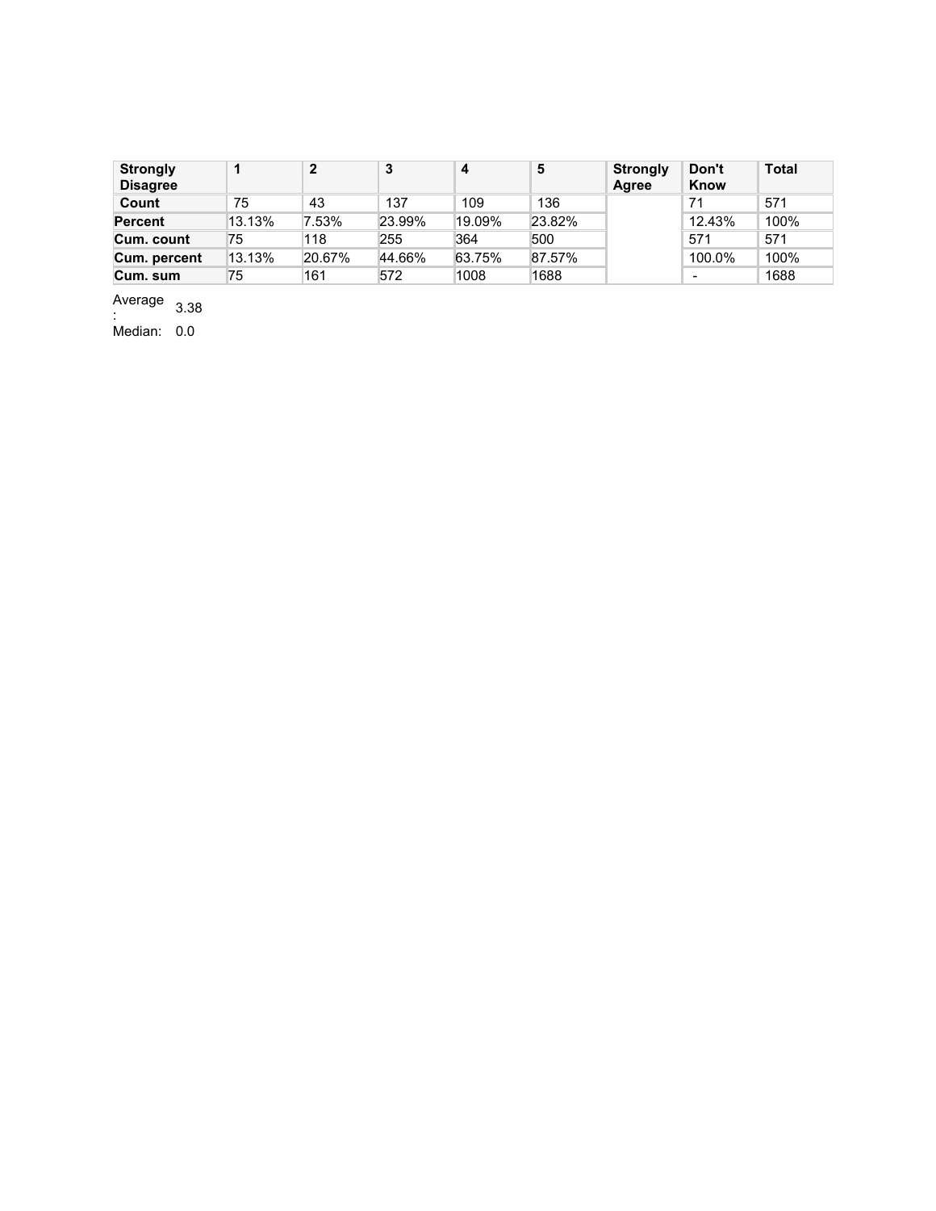| Strongly Disagree | 1 | 2 | 3 | 4 | 5 | Strongly Agree | Don't Know | Total |
|---|---|---|---|---|---|---|---|---|
| **Count** | 75 | 43 | 137 | 109 | 136 | | 71 | 571 |
| **Percent** | 13.13% | 7.53% | 23.99% | 19.09% | 23.82% | | 12.43% | 100% |
| **Cum. count** | 75 | 118 | 255 | 364 | 500 | | 571 | 571 |
| **Cum. percent** | 13.13% | 20.67% | 44.66% | 63.75% | 87.57% | | 100.0% | 100% |
| **Cum. sum** | 75 | 161 | 572 | 1008 | 1688 | | - | 1688 |

Average: 3.38

Median: 0.0